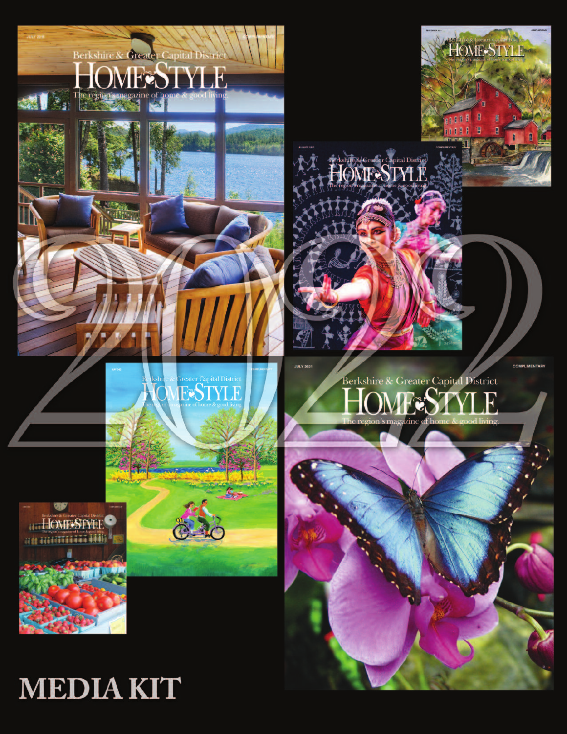# 2022

# MEDIA KIT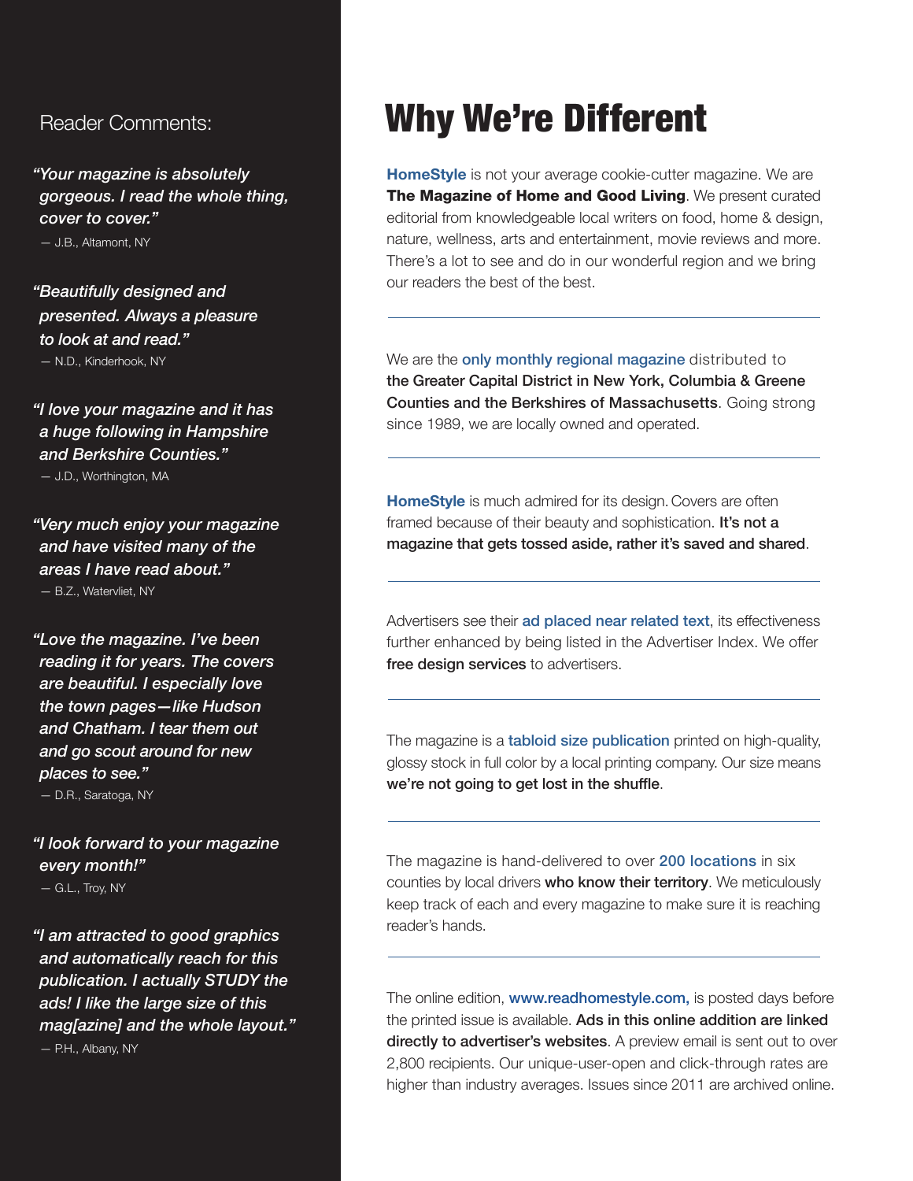## Reader Comments:

*"Your magazine is absolutely gorgeous. I read the whole thing, cover to cover."*
— J.B., Altamont, NY

*"Beautifully designed and presented. Always a pleasure to look at and read."*
— N.D., Kinderhook, NY

*"I love your magazine and it has a huge following in Hampshire and Berkshire Counties."*
— J.D., Worthington, MA

*"Very much enjoy your magazine and have visited many of the areas I have read about."*
— B.Z., Watervliet, NY

*"Love the magazine. I've been reading it for years. The covers are beautiful. I especially love the town pages—like Hudson and Chatham. I tear them out and go scout around for new places to see."*
— D.R., Saratoga, NY

*"I look forward to your magazine every month!"*
— G.L., Troy, NY

*"I am attracted to good graphics and automatically reach for this publication. I actually STUDY the ads! I like the large size of this mag[azine] and the whole layout."*
— P.H., Albany, NY

# Why We're Different

**HomeStyle** is not your average cookie-cutter magazine. We are **The Magazine of Home and Good Living**. We present curated editorial from knowledgeable local writers on food, home & design, nature, wellness, arts and entertainment, movie reviews and more. There's a lot to see and do in our wonderful region and we bring our readers the best of the best.

---

We are the only monthly regional magazine distributed to **the Greater Capital District in New York, Columbia & Greene Counties and the Berkshires of Massachusetts**. Going strong since 1989, we are locally owned and operated.

---

**HomeStyle** is much admired for its design. Covers are often framed because of their beauty and sophistication. **It's not a magazine that gets tossed aside, rather it's saved and shared**.

---

Advertisers see their ad placed near related text, its effectiveness further enhanced by being listed in the Advertiser Index. We offer **free design services** to advertisers.

---

The magazine is a tabloid size publication printed on high-quality, glossy stock in full color by a local printing company. Our size means **we're not going to get lost in the shuffle**.

---

The magazine is hand-delivered to over 200 locations in six counties by local drivers **who know their territory**. We meticulously keep track of each and every magazine to make sure it is reaching reader's hands.

---

The online edition, www.readhomestyle.com, is posted days before the printed issue is available. **Ads in this online addition are linked directly to advertiser's websites**. A preview email is sent out to over 2,800 recipients. Our unique-user-open and click-through rates are higher than industry averages. Issues since 2011 are archived online.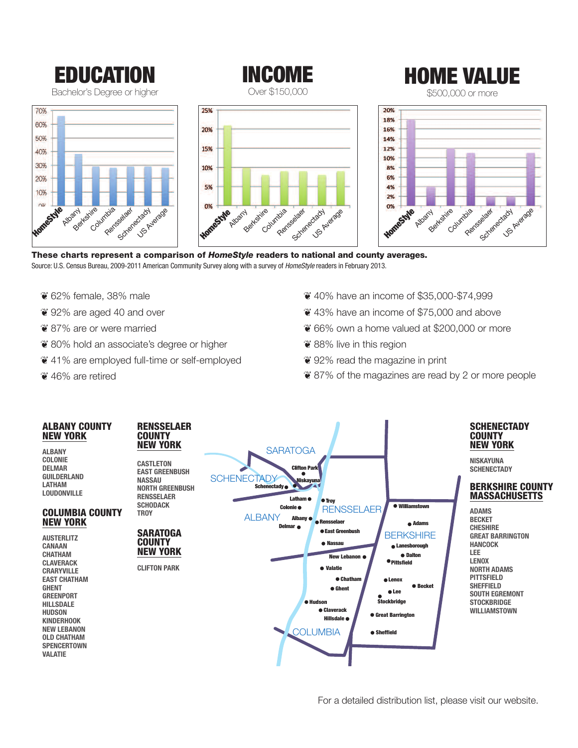## EDUCATION

Bachelor's Degree or higher

## INCOME

Over $150,000

## HOME VALUE

$500,000 or more

**These charts represent a comparison of *HomeStyle* readers to national and county averages.**

Source: U.S. Census Bureau, 2009-2011 American Community Survey along with a survey of *HomeStyle* readers in February 2013.

- 62% female, 38% male
- 92% are aged 40 and over
- 87% are or were married
- 80% hold an associate's degree or higher
- 41% are employed full-time or self-employed
- 46% are retired
- 40% have an income of $35,000-$74,999
- 43% have an income of $75,000 and above
- 66% own a home valued at $200,000 or more
- 88% live in this region
- 92% read the magazine in print
- 87% of the magazines are read by 2 or more people

### ALBANY COUNTY NEW YORK

ALBANY
COLONIE
DELMAR
GUILDERLAND
LATHAM
LOUDONVILLE

### COLUMBIA COUNTY NEW YORK

AUSTERLITZ
CANAAN
CHATHAM
CLAVERACK
CRARYVILLE
EAST CHATHAM
GHENT
GREENPORT
HILLSDALE
HUDSON
KINDERHOOK
NEW LEBANON
OLD CHATHAM
SPENCERTOWN
VALATIE

### RENSSELAER COUNTY NEW YORK

CASTLETON
EAST GREENBUSH
NASSAU
NORTH GREENBUSH
RENSSELAER
SCHODACK
TROY

### SARATOGA COUNTY NEW YORK

CLIFTON PARK

### SCHENECTADY COUNTY NEW YORK

NISKAYUNA
SCHENECTADY

### BERKSHIRE COUNTY MASSACHUSETTS

ADAMS
BECKET
CHESHIRE
GREAT BARRINGTON
HANCOCK
LEE
LENOX
NORTH ADAMS
PITTSFIELD
SHEFFIELD
SOUTH EGREMONT
STOCKBRIDGE
WILLIAMSTOWN

For a detailed distribution list, please visit our website.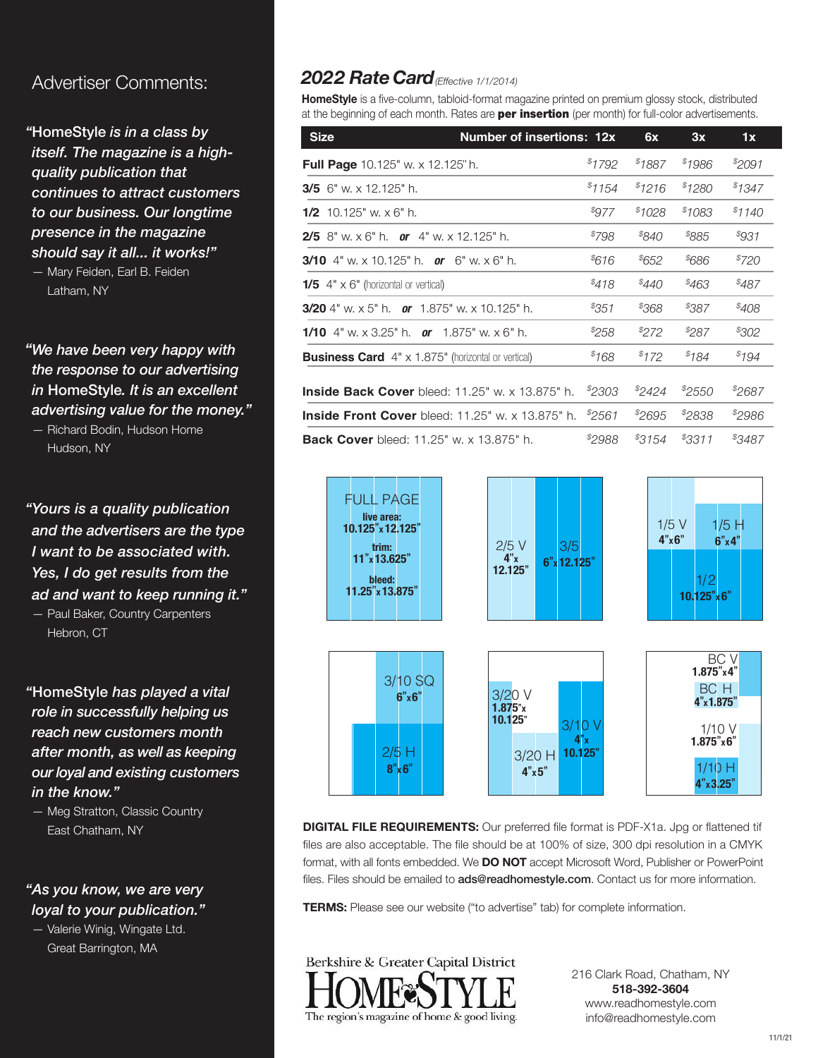## Advertiser Comments:

*"HomeStyle is in a class by itself. The magazine is a high-quality publication that continues to attract customers to our business. Our longtime presence in the magazine should say it all... it works!"*
— Mary Feiden, Earl B. Feiden
Latham, NY

*"We have been very happy with the response to our advertising in HomeStyle. It is an excellent advertising value for the money."*
— Richard Bodin, Hudson Home
Hudson, NY

*"Yours is a quality publication and the advertisers are the type I want to be associated with. Yes, I do get results from the ad and want to keep running it."*
— Paul Baker, Country Carpenters
Hebron, CT

*"HomeStyle has played a vital role in successfully helping us reach new customers month after month, as well as keeping our loyal and existing customers in the know."*
— Meg Stratton, Classic Country
East Chatham, NY

*"As you know, we are very loyal to your publication."*
— Valerie Winig, Wingate Ltd.
Great Barrington, MA

## 2022 Rate Card *(Effective 1/1/2014)*

**HomeStyle** is a five-column, tabloid-format magazine printed on premium glossy stock, distributed at the beginning of each month. Rates are **per insertion** (per month) for full-color advertisements.

| Size | Number of insertions: 12x | 6x | 3x | 1x |
|---|---|---|---|---|
| **Full Page** 10.125" w. x 12.125" h. | $1792 | $1887 | $1986 | $2091 |
| **3/5** 6" w. x 12.125" h. | $1154 | $1216 | $1280 | $1347 |
| **1/2** 10.125" w. x 6" h. | $977 | $1028 | $1083 | $1140 |
| **2/5** 8" w. x 6" h. **or** 4" w. x 12.125" h. | $798 | $840 | $885 | $931 |
| **3/10** 4" w. x 10.125" h. **or** 6" w. x 6" h. | $616 | $652 | $686 | $720 |
| **1/5** 4" x 6" (horizontal or vertical) | $418 | $440 | $463 | $487 |
| **3/20** 4" w. x 5" h. **or** 1.875" w. x 10.125" h. | $351 | $368 | $387 | $408 |
| **1/10** 4" w. x 3.25" h. **or** 1.875" w. x 6" h. | $258 | $272 | $287 | $302 |
| **Business Card** 4" x 1.875" (horizontal or vertical) | $168 | $172 | $184 | $194 |
| **Inside Back Cover** bleed: 11.25" w. x 13.875" h. | $2303 | $2424 | $2550 | $2687 |
| **Inside Front Cover** bleed: 11.25" w. x 13.875" h. | $2561 | $2695 | $2838 | $2986 |
| **Back Cover** bleed: 11.25" w. x 13.875" h. | $2988 | $3154 | $3311 | $3487 |

FULL PAGE
live area: 10.125"x12.125"
trim: 11"x13.625"
bleed: 11.25"x13.875"

2/5 V 4"x 12.125"
3/5 6"x12.125"

1/5 V 4"x6"
1/5 H 6"x4"
1/2 10.125"x6"

3/10 SQ 6"x6"
2/5 H 8"x6"

3/20 V 1.875"x 10.125"
3/10 V 4"x 10.125"
3/20 H 4"x5"

BC V 1.875"x4"
BC H 4"x1.875"
1/10 V 1.875"x6"
1/10 H 4"x3.25"

**DIGITAL FILE REQUIREMENTS:** Our preferred file format is PDF-X1a. Jpg or flattened tif files are also acceptable. The file should be at 100% of size, 300 dpi resolution in a CMYK format, with all fonts embedded. We **DO NOT** accept Microsoft Word, Publisher or PowerPoint files. Files should be emailed to **ads@readhomestyle.com**. Contact us for more information.

**TERMS:** Please see our website ("to advertise" tab) for complete information.

Berkshire & Greater Capital District
HOMESTYLE
The region's magazine of home & good living.

216 Clark Road, Chatham, NY
**518-392-3604**
www.readhomestyle.com
info@readhomestyle.com

11/1/21